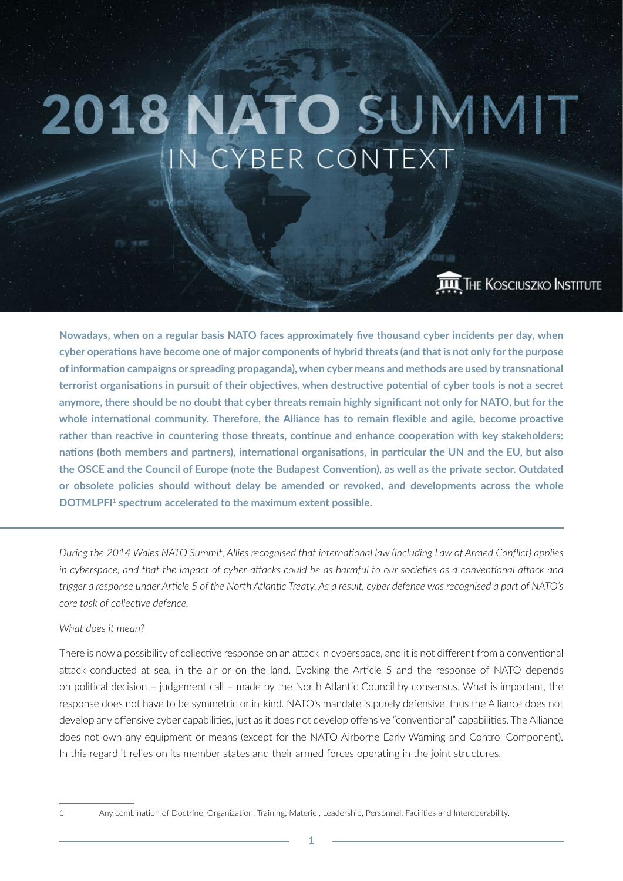# 2018 NATO SUMMIT

## IN CYBER CONTEXT

THE KOSCIUSZKO INSTITUTE

**Nowadays, when on a regular basis NATO faces approximately five thousand cyber incidents per day, when cyber operations have become one of major components of hybrid threats (and that is not only for the purpose of information campaigns or spreading propaganda), when cyber means and methods are used by transnational terrorist organisations in pursuit of their objectives, when destructive potential of cyber tools is not a secret anymore, there should be no doubt that cyber threats remain highly significant not only for NATO, but for the whole international community. Therefore, the Alliance has to remain flexible and agile, become proactive rather than reactive in countering those threats, continue and enhance cooperation with key stakeholders: nations (both members and partners), international organisations, in particular the UN and the EU, but also the OSCE and the Council of Europe (note the Budapest Convention), as well as the private sector. Outdated or obsolete policies should without delay be amended or revoked, and developments across the whole DOTMLPFI[1] spectrum accelerated to the maximum extent possible.**

---

*During the 2014 Wales NATO Summit, Allies recognised that international law (including Law of Armed Conflict) applies in cyberspace, and that the impact of cyber-attacks could be as harmful to our societies as a conventional attack and trigger a response under Article 5 of the North Atlantic Treaty. As a result, cyber defence was recognised a part of NATO's core task of collective defence.*

*What does it mean?*

There is now a possibility of collective response on an attack in cyberspace, and it is not different from a conventional attack conducted at sea, in the air or on the land. Evoking the Article 5 and the response of NATO depends on political decision – judgement call – made by the North Atlantic Council by consensus. What is important, the response does not have to be symmetric or in-kind. NATO's mandate is purely defensive, thus the Alliance does not develop any offensive cyber capabilities, just as it does not develop offensive "conventional" capabilities. The Alliance does not own any equipment or means (except for the NATO Airborne Early Warning and Control Component). In this regard it relies on its member states and their armed forces operating in the joint structures.

---

1 Any combination of Doctrine, Organization, Training, Materiel, Leadership, Personnel, Facilities and Interoperability.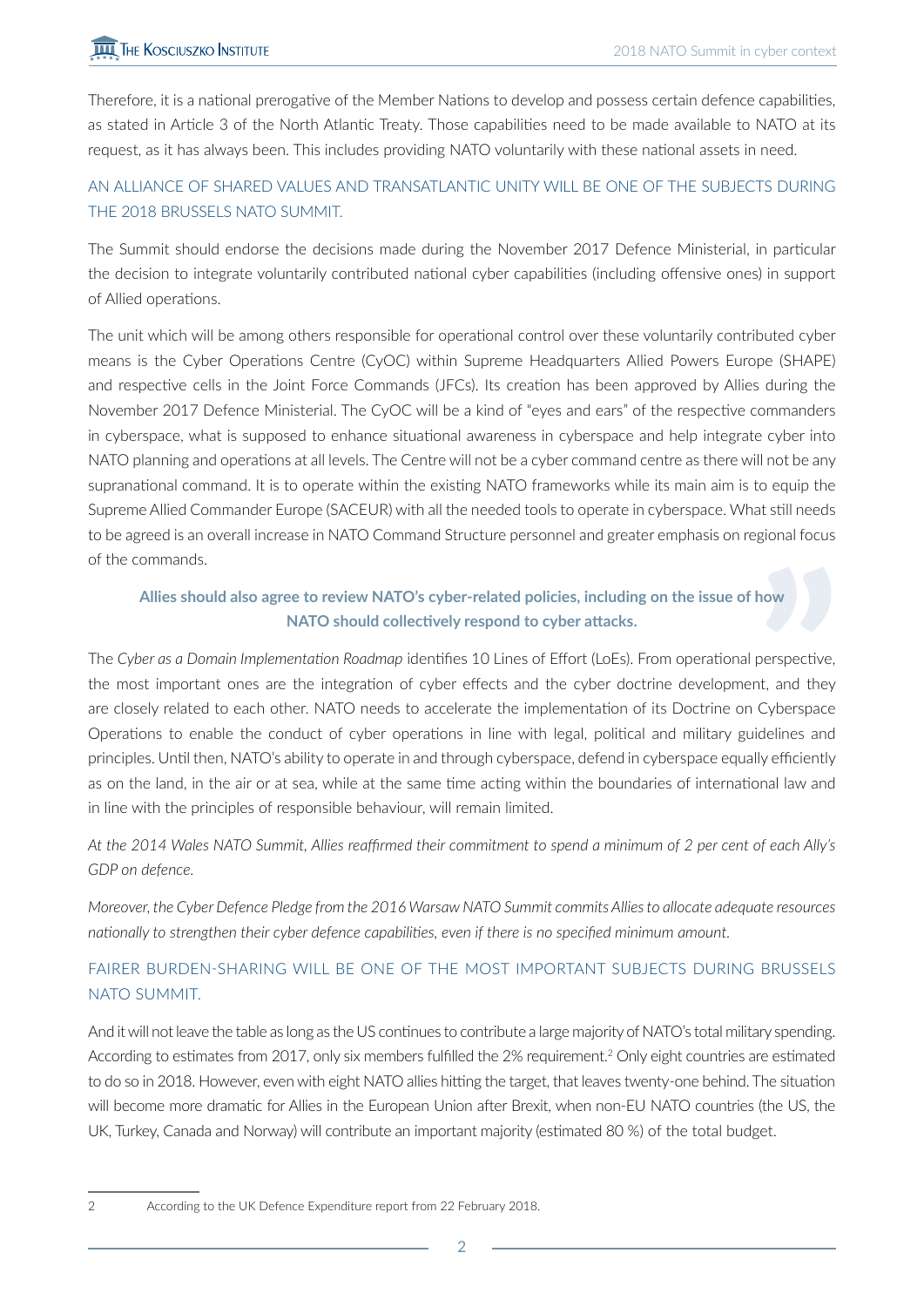Therefore, it is a national prerogative of the Member Nations to develop and possess certain defence capabilities, as stated in Article 3 of the North Atlantic Treaty. Those capabilities need to be made available to NATO at its request, as it has always been. This includes providing NATO voluntarily with these national assets in need.

## AN ALLIANCE OF SHARED VALUES AND TRANSATLANTIC UNITY WILL BE ONE OF THE SUBJECTS DURING THE 2018 BRUSSELS NATO SUMMIT.

The Summit should endorse the decisions made during the November 2017 Defence Ministerial, in particular the decision to integrate voluntarily contributed national cyber capabilities (including offensive ones) in support of Allied operations.

The unit which will be among others responsible for operational control over these voluntarily contributed cyber means is the Cyber Operations Centre (CyOC) within Supreme Headquarters Allied Powers Europe (SHAPE) and respective cells in the Joint Force Commands (JFCs). Its creation has been approved by Allies during the November 2017 Defence Ministerial. The CyOC will be a kind of "eyes and ears" of the respective commanders in cyberspace, what is supposed to enhance situational awareness in cyberspace and help integrate cyber into NATO planning and operations at all levels. The Centre will not be a cyber command centre as there will not be any supranational command. It is to operate within the existing NATO frameworks while its main aim is to equip the Supreme Allied Commander Europe (SACEUR) with all the needed tools to operate in cyberspace. What still needs to be agreed is an overall increase in NATO Command Structure personnel and greater emphasis on regional focus of the commands.

> **Allies should also agree to review NATO's cyber-related policies, including on the issue of how NATO should collectively respond to cyber attacks.**

The *Cyber as a Domain Implementation Roadmap* identifies 10 Lines of Effort (LoEs). From operational perspective, the most important ones are the integration of cyber effects and the cyber doctrine development, and they are closely related to each other. NATO needs to accelerate the implementation of its Doctrine on Cyberspace Operations to enable the conduct of cyber operations in line with legal, political and military guidelines and principles. Until then, NATO's ability to operate in and through cyberspace, defend in cyberspace equally efficiently as on the land, in the air or at sea, while at the same time acting within the boundaries of international law and in line with the principles of responsible behaviour, will remain limited.

*At the 2014 Wales NATO Summit, Allies reaffirmed their commitment to spend a minimum of 2 per cent of each Ally's GDP on defence.*

*Moreover, the Cyber Defence Pledge from the 2016 Warsaw NATO Summit commits Allies to allocate adequate resources nationally to strengthen their cyber defence capabilities, even if there is no specified minimum amount.*

## FAIRER BURDEN-SHARING WILL BE ONE OF THE MOST IMPORTANT SUBJECTS DURING BRUSSELS NATO SUMMIT.

And it will not leave the table as long as the US continues to contribute a large majority of NATO's total military spending. According to estimates from 2017, only six members fulfilled the 2% requirement.[2] Only eight countries are estimated to do so in 2018. However, even with eight NATO allies hitting the target, that leaves twenty-one behind. The situation will become more dramatic for Allies in the European Union after Brexit, when non-EU NATO countries (the US, the UK, Turkey, Canada and Norway) will contribute an important majority (estimated 80 %) of the total budget.

---

2 According to the UK Defence Expenditure report from 22 February 2018.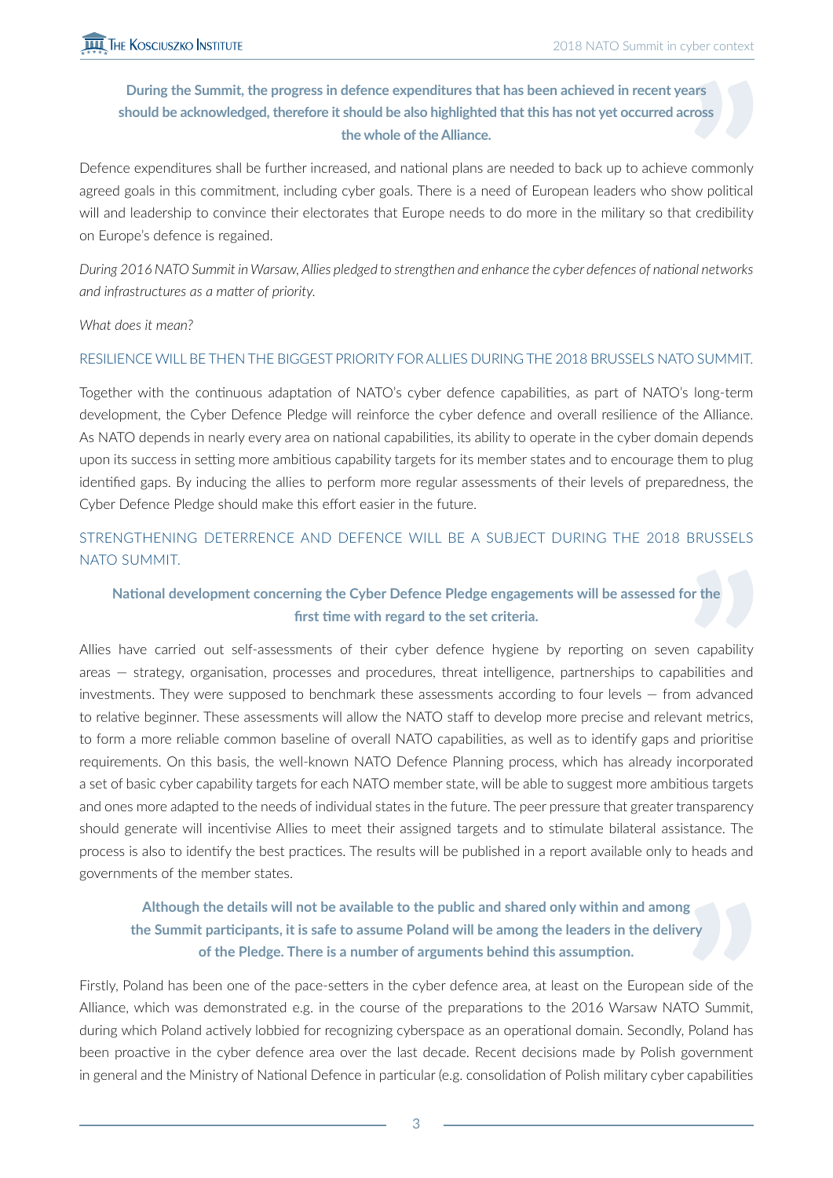**During the Summit, the progress in defence expenditures that has been achieved in recent years should be acknowledged, therefore it should be also highlighted that this has not yet occurred across the whole of the Alliance.**

Defence expenditures shall be further increased, and national plans are needed to back up to achieve commonly agreed goals in this commitment, including cyber goals. There is a need of European leaders who show political will and leadership to convince their electorates that Europe needs to do more in the military so that credibility on Europe's defence is regained.

*During 2016 NATO Summit in Warsaw, Allies pledged to strengthen and enhance the cyber defences of national networks and infrastructures as a matter of priority.*

*What does it mean?*

RESILIENCE WILL BE THEN THE BIGGEST PRIORITY FOR ALLIES DURING THE 2018 BRUSSELS NATO SUMMIT.

Together with the continuous adaptation of NATO's cyber defence capabilities, as part of NATO's long-term development, the Cyber Defence Pledge will reinforce the cyber defence and overall resilience of the Alliance. As NATO depends in nearly every area on national capabilities, its ability to operate in the cyber domain depends upon its success in setting more ambitious capability targets for its member states and to encourage them to plug identified gaps. By inducing the allies to perform more regular assessments of their levels of preparedness, the Cyber Defence Pledge should make this effort easier in the future.

STRENGTHENING DETERRENCE AND DEFENCE WILL BE A SUBJECT DURING THE 2018 BRUSSELS NATO SUMMIT.

**National development concerning the Cyber Defence Pledge engagements will be assessed for the first time with regard to the set criteria.**

Allies have carried out self-assessments of their cyber defence hygiene by reporting on seven capability areas — strategy, organisation, processes and procedures, threat intelligence, partnerships to capabilities and investments. They were supposed to benchmark these assessments according to four levels — from advanced to relative beginner. These assessments will allow the NATO staff to develop more precise and relevant metrics, to form a more reliable common baseline of overall NATO capabilities, as well as to identify gaps and prioritise requirements. On this basis, the well-known NATO Defence Planning process, which has already incorporated a set of basic cyber capability targets for each NATO member state, will be able to suggest more ambitious targets and ones more adapted to the needs of individual states in the future. The peer pressure that greater transparency should generate will incentivise Allies to meet their assigned targets and to stimulate bilateral assistance. The process is also to identify the best practices. The results will be published in a report available only to heads and governments of the member states.

**Although the details will not be available to the public and shared only within and among the Summit participants, it is safe to assume Poland will be among the leaders in the delivery of the Pledge. There is a number of arguments behind this assumption.**

Firstly, Poland has been one of the pace-setters in the cyber defence area, at least on the European side of the Alliance, which was demonstrated e.g. in the course of the preparations to the 2016 Warsaw NATO Summit, during which Poland actively lobbied for recognizing cyberspace as an operational domain. Secondly, Poland has been proactive in the cyber defence area over the last decade. Recent decisions made by Polish government in general and the Ministry of National Defence in particular (e.g. consolidation of Polish military cyber capabilities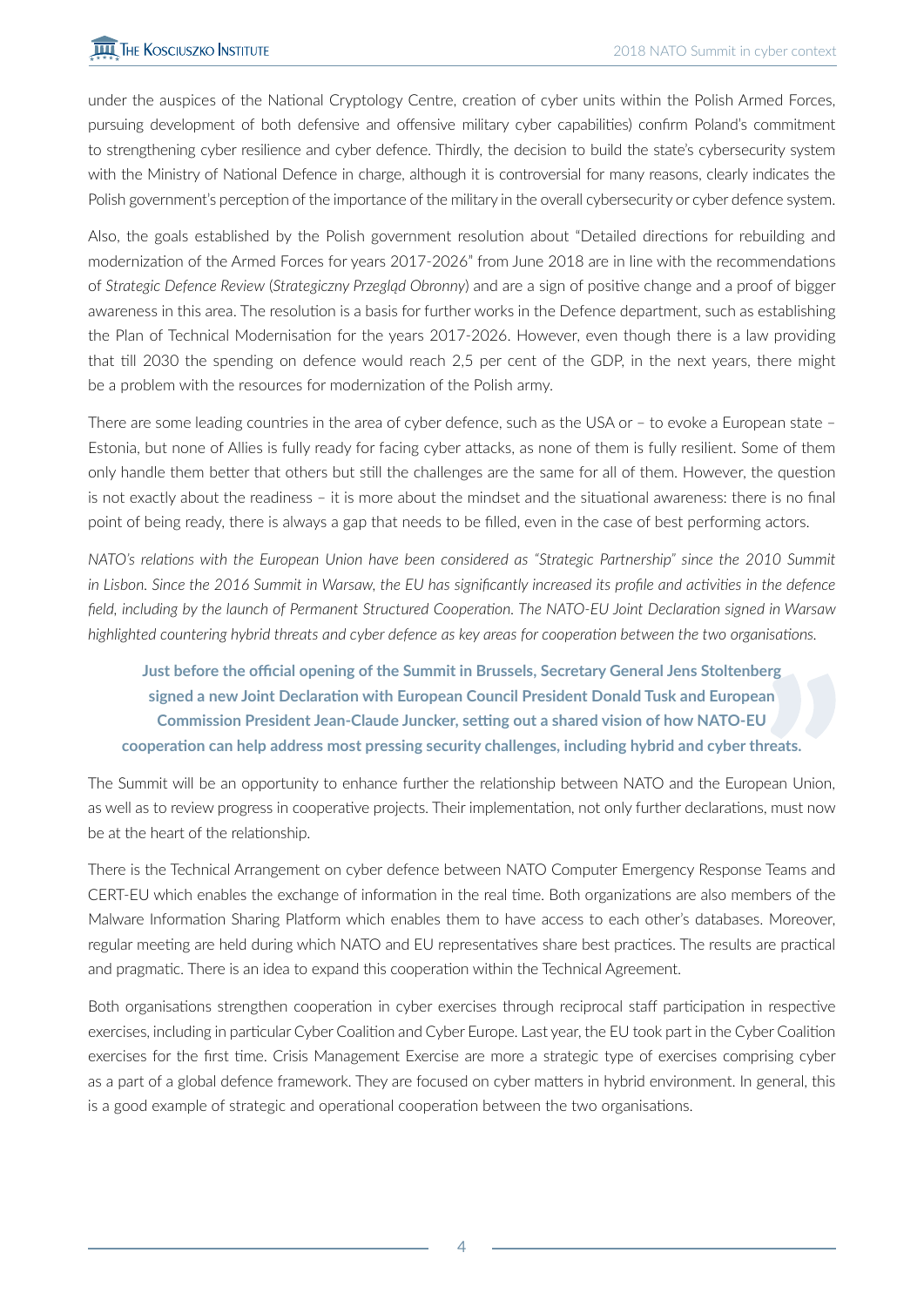under the auspices of the National Cryptology Centre, creation of cyber units within the Polish Armed Forces, pursuing development of both defensive and offensive military cyber capabilities) confirm Poland's commitment to strengthening cyber resilience and cyber defence. Thirdly, the decision to build the state's cybersecurity system with the Ministry of National Defence in charge, although it is controversial for many reasons, clearly indicates the Polish government's perception of the importance of the military in the overall cybersecurity or cyber defence system.

Also, the goals established by the Polish government resolution about "Detailed directions for rebuilding and modernization of the Armed Forces for years 2017-2026" from June 2018 are in line with the recommendations of *Strategic Defence Review* (*Strategiczny Przegląd Obronny*) and are a sign of positive change and a proof of bigger awareness in this area. The resolution is a basis for further works in the Defence department, such as establishing the Plan of Technical Modernisation for the years 2017-2026. However, even though there is a law providing that till 2030 the spending on defence would reach 2,5 per cent of the GDP, in the next years, there might be a problem with the resources for modernization of the Polish army.

There are some leading countries in the area of cyber defence, such as the USA or – to evoke a European state – Estonia, but none of Allies is fully ready for facing cyber attacks, as none of them is fully resilient. Some of them only handle them better that others but still the challenges are the same for all of them. However, the question is not exactly about the readiness – it is more about the mindset and the situational awareness: there is no final point of being ready, there is always a gap that needs to be filled, even in the case of best performing actors.

*NATO's relations with the European Union have been considered as "Strategic Partnership" since the 2010 Summit in Lisbon. Since the 2016 Summit in Warsaw, the EU has significantly increased its profile and activities in the defence field, including by the launch of Permanent Structured Cooperation. The NATO-EU Joint Declaration signed in Warsaw highlighted countering hybrid threats and cyber defence as key areas for cooperation between the two organisations.*

> **Just before the official opening of the Summit in Brussels, Secretary General Jens Stoltenberg signed a new Joint Declaration with European Council President Donald Tusk and European Commission President Jean-Claude Juncker, setting out a shared vision of how NATO-EU cooperation can help address most pressing security challenges, including hybrid and cyber threats.**

The Summit will be an opportunity to enhance further the relationship between NATO and the European Union, as well as to review progress in cooperative projects. Their implementation, not only further declarations, must now be at the heart of the relationship.

There is the Technical Arrangement on cyber defence between NATO Computer Emergency Response Teams and CERT-EU which enables the exchange of information in the real time. Both organizations are also members of the Malware Information Sharing Platform which enables them to have access to each other's databases. Moreover, regular meeting are held during which NATO and EU representatives share best practices. The results are practical and pragmatic. There is an idea to expand this cooperation within the Technical Agreement.

Both organisations strengthen cooperation in cyber exercises through reciprocal staff participation in respective exercises, including in particular Cyber Coalition and Cyber Europe. Last year, the EU took part in the Cyber Coalition exercises for the first time. Crisis Management Exercise are more a strategic type of exercises comprising cyber as a part of a global defence framework. They are focused on cyber matters in hybrid environment. In general, this is a good example of strategic and operational cooperation between the two organisations.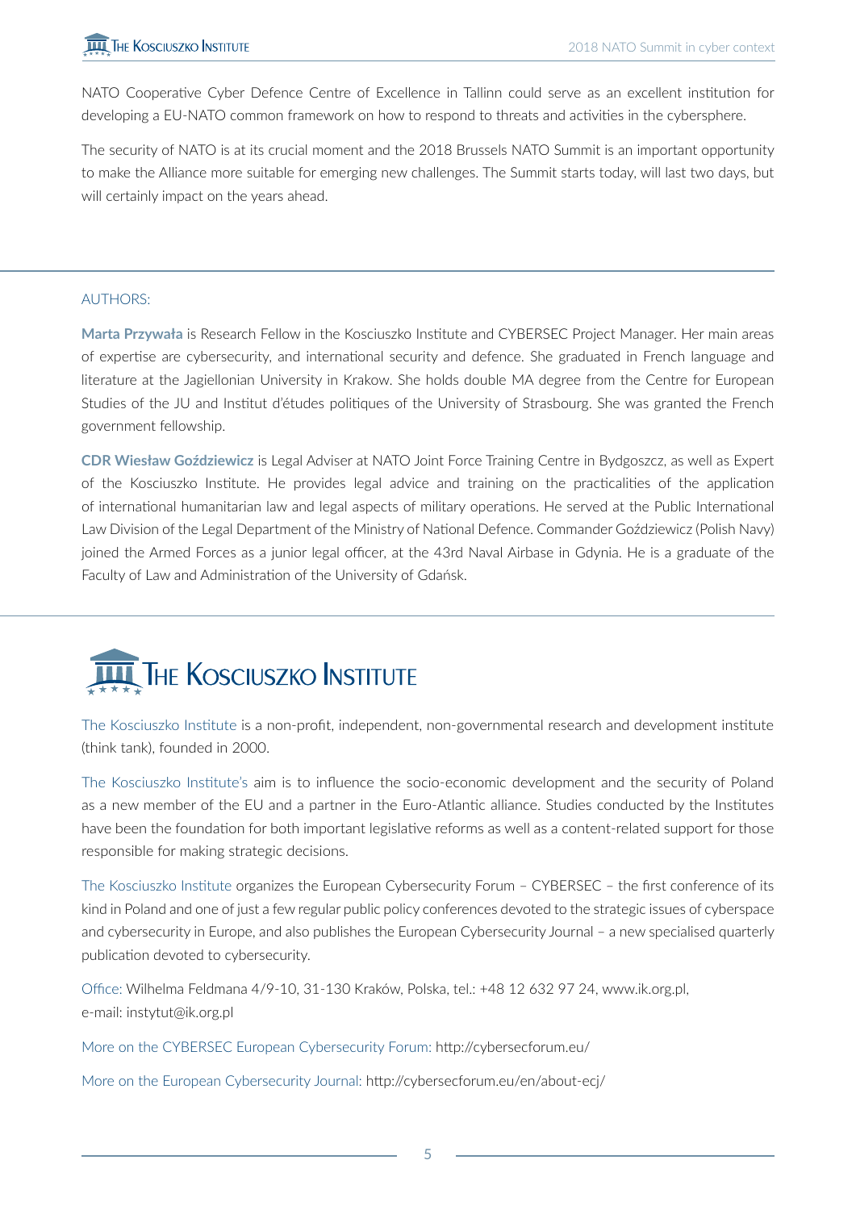NATO Cooperative Cyber Defence Centre of Excellence in Tallinn could serve as an excellent institution for developing a EU-NATO common framework on how to respond to threats and activities in the cybersphere.

The security of NATO is at its crucial moment and the 2018 Brussels NATO Summit is an important opportunity to make the Alliance more suitable for emerging new challenges. The Summit starts today, will last two days, but will certainly impact on the years ahead.

---

AUTHORS:

**Marta Przywała** is Research Fellow in the Kosciuszko Institute and CYBERSEC Project Manager. Her main areas of expertise are cybersecurity, and international security and defence. She graduated in French language and literature at the Jagiellonian University in Krakow. She holds double MA degree from the Centre for European Studies of the JU and Institut d'études politiques of the University of Strasbourg. She was granted the French government fellowship.

**CDR Wiesław Goździewicz** is Legal Adviser at NATO Joint Force Training Centre in Bydgoszcz, as well as Expert of the Kosciuszko Institute. He provides legal advice and training on the practicalities of the application of international humanitarian law and legal aspects of military operations. He served at the Public International Law Division of the Legal Department of the Ministry of National Defence. Commander Goździewicz (Polish Navy) joined the Armed Forces as a junior legal officer, at the 43rd Naval Airbase in Gdynia. He is a graduate of the Faculty of Law and Administration of the University of Gdańsk.

---

# The Kosciuszko Institute

The Kosciuszko Institute is a non-profit, independent, non-governmental research and development institute (think tank), founded in 2000.

The Kosciuszko Institute's aim is to influence the socio-economic development and the security of Poland as a new member of the EU and a partner in the Euro-Atlantic alliance. Studies conducted by the Institutes have been the foundation for both important legislative reforms as well as a content-related support for those responsible for making strategic decisions.

The Kosciuszko Institute organizes the European Cybersecurity Forum – CYBERSEC – the first conference of its kind in Poland and one of just a few regular public policy conferences devoted to the strategic issues of cyberspace and cybersecurity in Europe, and also publishes the European Cybersecurity Journal – a new specialised quarterly publication devoted to cybersecurity.

Office: Wilhelma Feldmana 4/9-10, 31-130 Kraków, Polska, tel.: +48 12 632 97 24, www.ik.org.pl, e-mail: instytut@ik.org.pl

More on the CYBERSEC European Cybersecurity Forum: http://cybersecforum.eu/

More on the European Cybersecurity Journal: http://cybersecforum.eu/en/about-ecj/